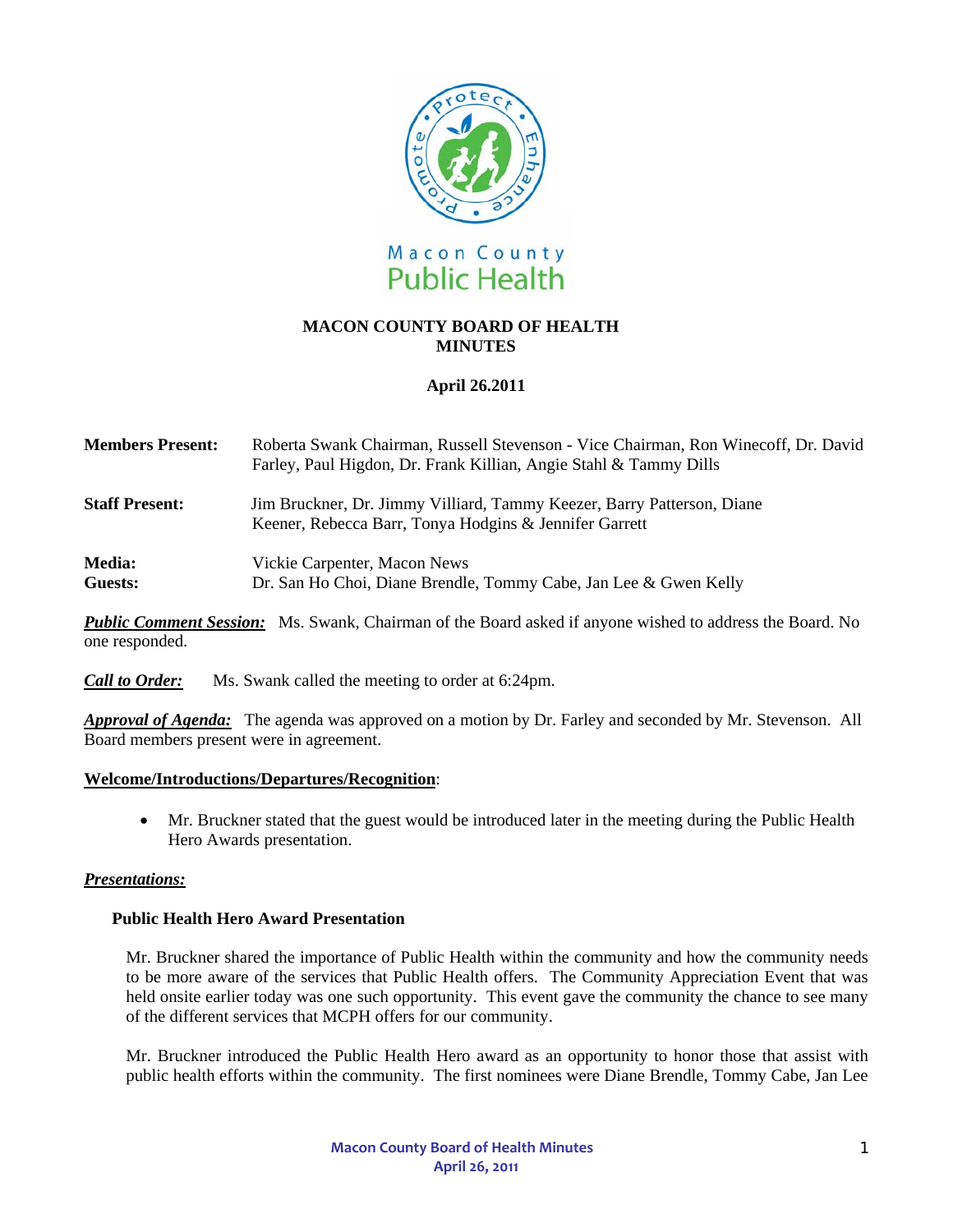Macon County Public Health

# MACON COUNTY BOARD OF HEALTH MINUTES

**April 26.2011**

| | |
|---|---|
| **Members Present:** | Roberta Swank Chairman, Russell Stevenson - Vice Chairman, Ron Winecoff, Dr. David Farley, Paul Higdon, Dr. Frank Killian, Angie Stahl & Tammy Dills |
| **Staff Present:** | Jim Bruckner, Dr. Jimmy Villiard, Tammy Keezer, Barry Patterson, Diane Keener, Rebecca Barr, Tonya Hodgins & Jennifer Garrett |
| **Media:** | Vickie Carpenter, Macon News |
| **Guests:** | Dr. San Ho Choi, Diane Brendle, Tommy Cabe, Jan Lee & Gwen Kelly |

***Public Comment Session:*** Ms. Swank, Chairman of the Board asked if anyone wished to address the Board. No one responded.

***Call to Order:*** Ms. Swank called the meeting to order at 6:24pm.

***Approval of Agenda:*** The agenda was approved on a motion by Dr. Farley and seconded by Mr. Stevenson. All Board members present were in agreement.

**Welcome/Introductions/Departures/Recognition**:

- Mr. Bruckner stated that the guest would be introduced later in the meeting during the Public Health Hero Awards presentation.

***Presentations:***

**Public Health Hero Award Presentation**

Mr. Bruckner shared the importance of Public Health within the community and how the community needs to be more aware of the services that Public Health offers. The Community Appreciation Event that was held onsite earlier today was one such opportunity. This event gave the community the chance to see many of the different services that MCPH offers for our community.

Mr. Bruckner introduced the Public Health Hero award as an opportunity to honor those that assist with public health efforts within the community. The first nominees were Diane Brendle, Tommy Cabe, Jan Lee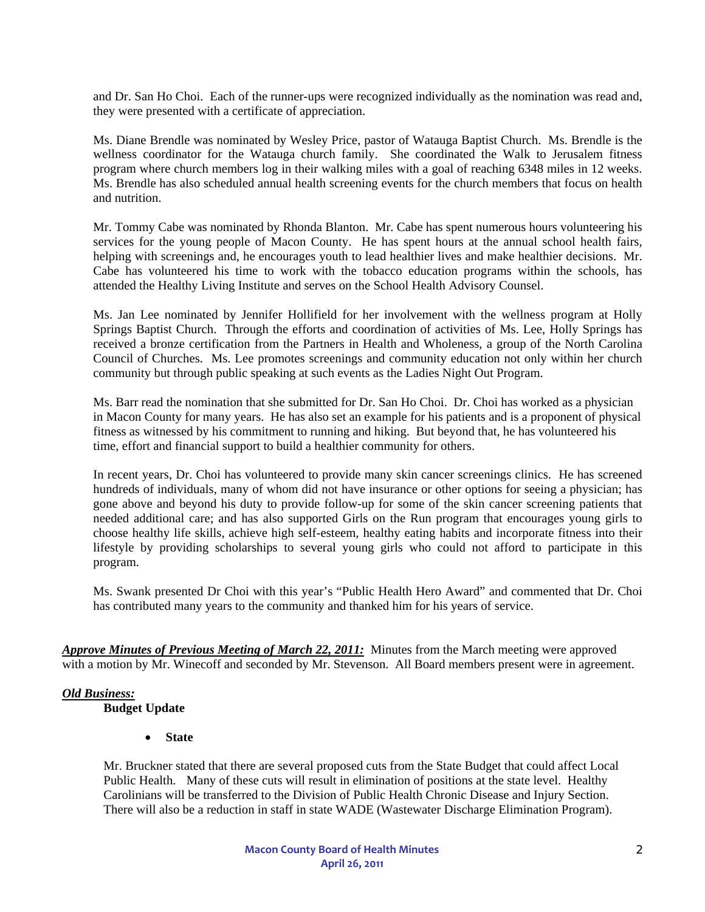and Dr. San Ho Choi. Each of the runner-ups were recognized individually as the nomination was read and, they were presented with a certificate of appreciation.

Ms. Diane Brendle was nominated by Wesley Price, pastor of Watauga Baptist Church. Ms. Brendle is the wellness coordinator for the Watauga church family. She coordinated the Walk to Jerusalem fitness program where church members log in their walking miles with a goal of reaching 6348 miles in 12 weeks. Ms. Brendle has also scheduled annual health screening events for the church members that focus on health and nutrition.

Mr. Tommy Cabe was nominated by Rhonda Blanton. Mr. Cabe has spent numerous hours volunteering his services for the young people of Macon County. He has spent hours at the annual school health fairs, helping with screenings and, he encourages youth to lead healthier lives and make healthier decisions. Mr. Cabe has volunteered his time to work with the tobacco education programs within the schools, has attended the Healthy Living Institute and serves on the School Health Advisory Counsel.

Ms. Jan Lee nominated by Jennifer Hollifield for her involvement with the wellness program at Holly Springs Baptist Church. Through the efforts and coordination of activities of Ms. Lee, Holly Springs has received a bronze certification from the Partners in Health and Wholeness, a group of the North Carolina Council of Churches. Ms. Lee promotes screenings and community education not only within her church community but through public speaking at such events as the Ladies Night Out Program.

Ms. Barr read the nomination that she submitted for Dr. San Ho Choi. Dr. Choi has worked as a physician in Macon County for many years. He has also set an example for his patients and is a proponent of physical fitness as witnessed by his commitment to running and hiking. But beyond that, he has volunteered his time, effort and financial support to build a healthier community for others.

In recent years, Dr. Choi has volunteered to provide many skin cancer screenings clinics. He has screened hundreds of individuals, many of whom did not have insurance or other options for seeing a physician; has gone above and beyond his duty to provide follow-up for some of the skin cancer screening patients that needed additional care; and has also supported Girls on the Run program that encourages young girls to choose healthy life skills, achieve high self-esteem, healthy eating habits and incorporate fitness into their lifestyle by providing scholarships to several young girls who could not afford to participate in this program.

Ms. Swank presented Dr Choi with this year's "Public Health Hero Award" and commented that Dr. Choi has contributed many years to the community and thanked him for his years of service.

***Approve Minutes of Previous Meeting of March 22, 2011:*** Minutes from the March meeting were approved with a motion by Mr. Winecoff and seconded by Mr. Stevenson. All Board members present were in agreement.

***Old Business:***

**Budget Update**

- **State**

Mr. Bruckner stated that there are several proposed cuts from the State Budget that could affect Local Public Health. Many of these cuts will result in elimination of positions at the state level. Healthy Carolinians will be transferred to the Division of Public Health Chronic Disease and Injury Section. There will also be a reduction in staff in state WADE (Wastewater Discharge Elimination Program).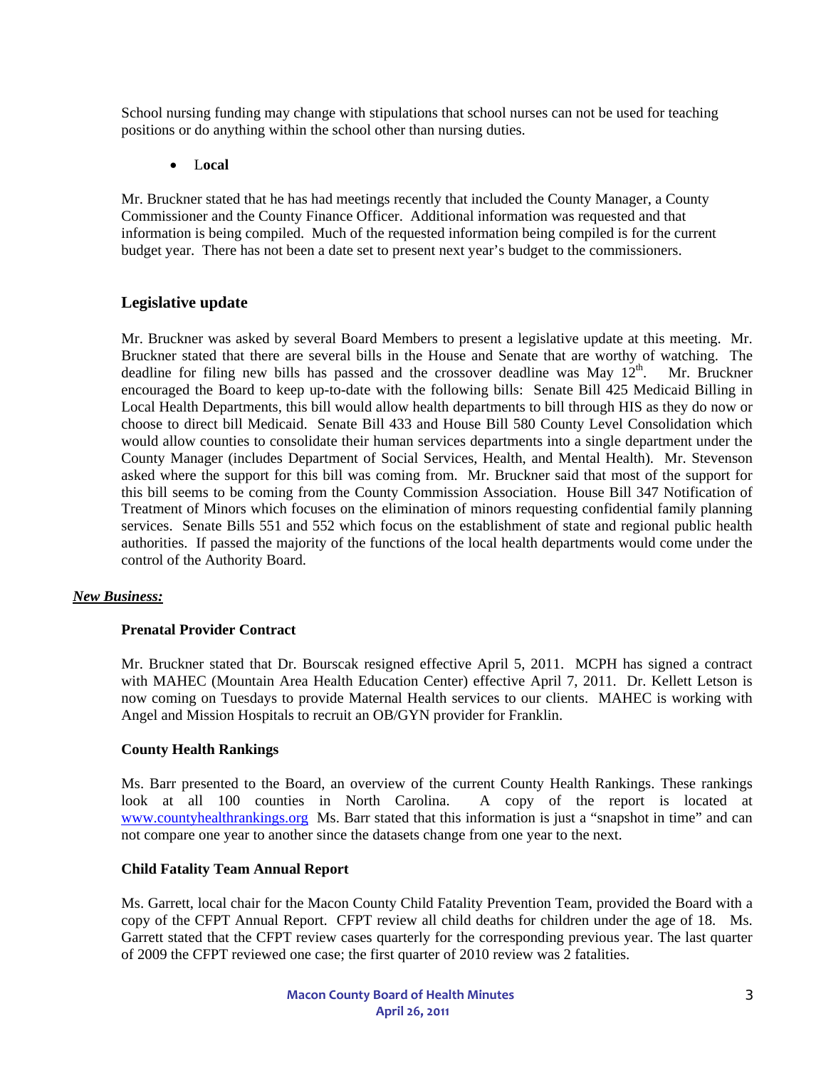School nursing funding may change with stipulations that school nurses can not be used for teaching positions or do anything within the school other than nursing duties.

- **Local**

Mr. Bruckner stated that he has had meetings recently that included the County Manager, a County Commissioner and the County Finance Officer. Additional information was requested and that information is being compiled. Much of the requested information being compiled is for the current budget year. There has not been a date set to present next year's budget to the commissioners.

### Legislative update

Mr. Bruckner was asked by several Board Members to present a legislative update at this meeting. Mr. Bruckner stated that there are several bills in the House and Senate that are worthy of watching. The deadline for filing new bills has passed and the crossover deadline was May 12th. Mr. Bruckner encouraged the Board to keep up-to-date with the following bills: Senate Bill 425 Medicaid Billing in Local Health Departments, this bill would allow health departments to bill through HIS as they do now or choose to direct bill Medicaid. Senate Bill 433 and House Bill 580 County Level Consolidation which would allow counties to consolidate their human services departments into a single department under the County Manager (includes Department of Social Services, Health, and Mental Health). Mr. Stevenson asked where the support for this bill was coming from. Mr. Bruckner said that most of the support for this bill seems to be coming from the County Commission Association. House Bill 347 Notification of Treatment of Minors which focuses on the elimination of minors requesting confidential family planning services. Senate Bills 551 and 552 which focus on the establishment of state and regional public health authorities. If passed the majority of the functions of the local health departments would come under the control of the Authority Board.

***New Business:***

**Prenatal Provider Contract**

Mr. Bruckner stated that Dr. Bourscak resigned effective April 5, 2011. MCPH has signed a contract with MAHEC (Mountain Area Health Education Center) effective April 7, 2011. Dr. Kellett Letson is now coming on Tuesdays to provide Maternal Health services to our clients. MAHEC is working with Angel and Mission Hospitals to recruit an OB/GYN provider for Franklin.

**County Health Rankings**

Ms. Barr presented to the Board, an overview of the current County Health Rankings. These rankings look at all 100 counties in North Carolina. A copy of the report is located at www.countyhealthrankings.org Ms. Barr stated that this information is just a "snapshot in time" and can not compare one year to another since the datasets change from one year to the next.

**Child Fatality Team Annual Report**

Ms. Garrett, local chair for the Macon County Child Fatality Prevention Team, provided the Board with a copy of the CFPT Annual Report. CFPT review all child deaths for children under the age of 18. Ms. Garrett stated that the CFPT review cases quarterly for the corresponding previous year. The last quarter of 2009 the CFPT reviewed one case; the first quarter of 2010 review was 2 fatalities.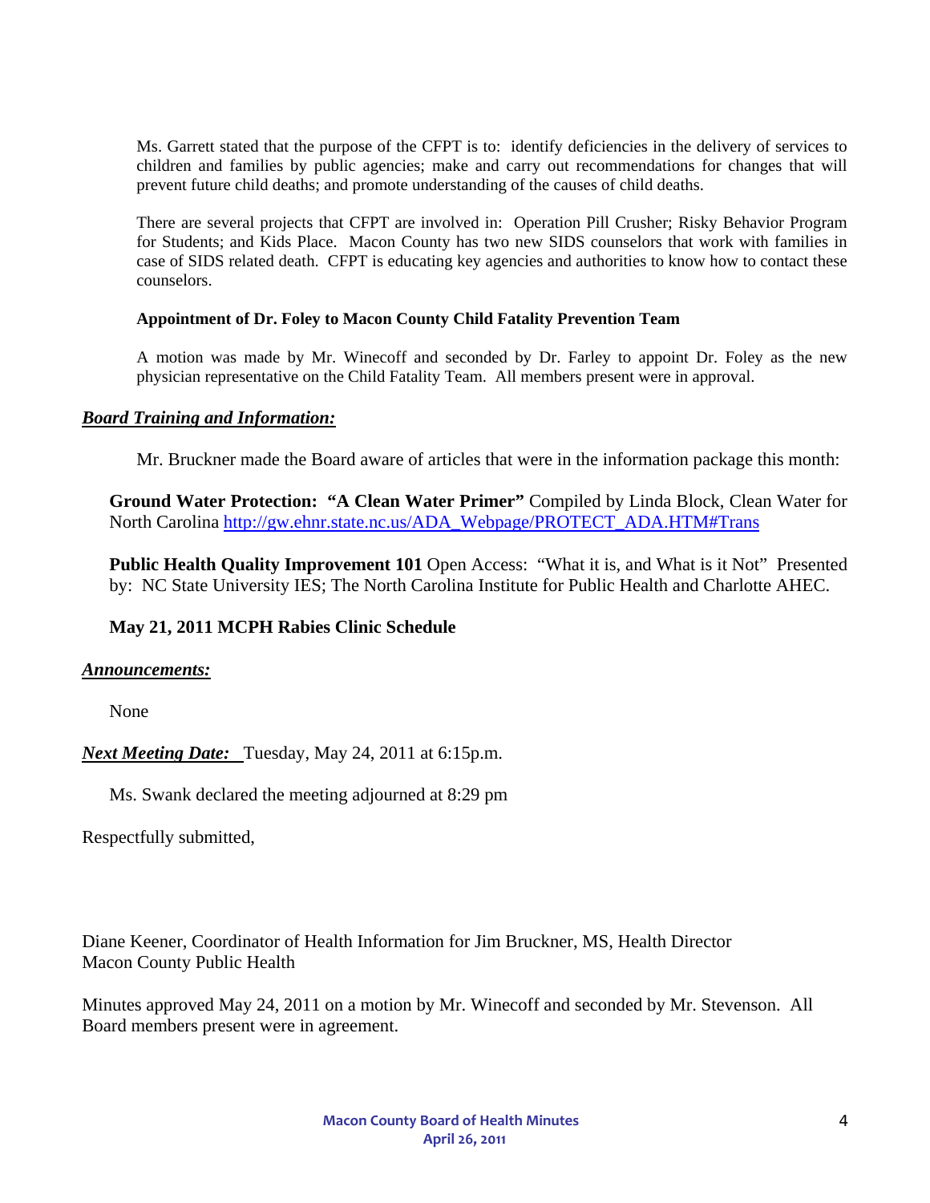Ms. Garrett stated that the purpose of the CFPT is to: identify deficiencies in the delivery of services to children and families by public agencies; make and carry out recommendations for changes that will prevent future child deaths; and promote understanding of the causes of child deaths.

There are several projects that CFPT are involved in: Operation Pill Crusher; Risky Behavior Program for Students; and Kids Place. Macon County has two new SIDS counselors that work with families in case of SIDS related death. CFPT is educating key agencies and authorities to know how to contact these counselors.

**Appointment of Dr. Foley to Macon County Child Fatality Prevention Team**

A motion was made by Mr. Winecoff and seconded by Dr. Farley to appoint Dr. Foley as the new physician representative on the Child Fatality Team. All members present were in approval.

***Board Training and Information:***

Mr. Bruckner made the Board aware of articles that were in the information package this month:

**Ground Water Protection: "A Clean Water Primer"** Compiled by Linda Block, Clean Water for North Carolina http://gw.ehnr.state.nc.us/ADA_Webpage/PROTECT_ADA.HTM#Trans

**Public Health Quality Improvement 101** Open Access: "What it is, and What is it Not" Presented by: NC State University IES; The North Carolina Institute for Public Health and Charlotte AHEC.

**May 21, 2011 MCPH Rabies Clinic Schedule**

***Announcements:***

None

***Next Meeting Date:*** Tuesday, May 24, 2011 at 6:15p.m.

Ms. Swank declared the meeting adjourned at 8:29 pm

Respectfully submitted,

Diane Keener, Coordinator of Health Information for Jim Bruckner, MS, Health Director
Macon County Public Health

Minutes approved May 24, 2011 on a motion by Mr. Winecoff and seconded by Mr. Stevenson. All Board members present were in agreement.